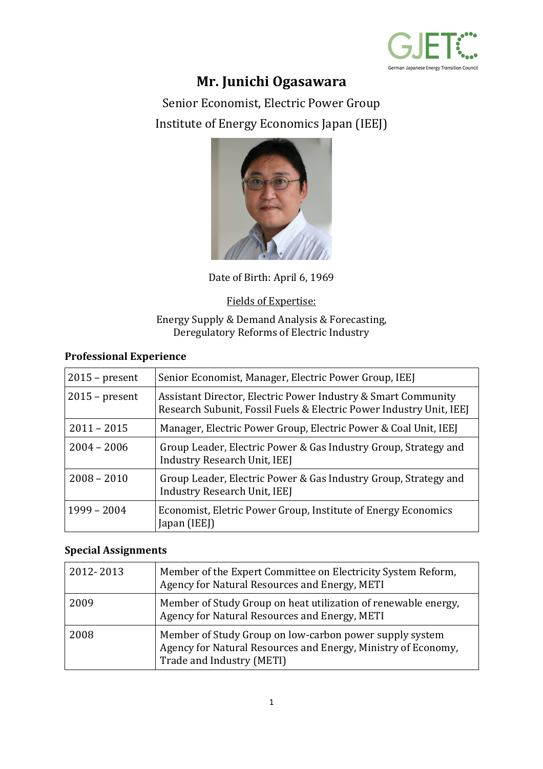# Mr. Junichi Ogasawara

Senior Economist, Electric Power Group

Institute of Energy Economics Japan (IEEJ)

Date of Birth: April 6, 1969

Fields of Expertise:

Energy Supply & Demand Analysis & Forecasting,
Deregulatory Reforms of Electric Industry

## Professional Experience

| | |
|---|---|
| 2015 – present | Senior Economist, Manager, Electric Power Group, IEEJ |
| 2015 – present | Assistant Director, Electric Power Industry & Smart Community Research Subunit, Fossil Fuels & Electric Power Industry Unit, IEEJ |
| 2011 – 2015 | Manager, Electric Power Group, Electric Power & Coal Unit, IEEJ |
| 2004 – 2006 | Group Leader, Electric Power & Gas Industry Group, Strategy and Industry Research Unit, IEEJ |
| 2008 – 2010 | Group Leader, Electric Power & Gas Industry Group, Strategy and Industry Research Unit, IEEJ |
| 1999 – 2004 | Economist, Eletric Power Group, Institute of Energy Economics Japan (IEEJ) |

## Special Assignments

| | |
|---|---|
| 2012- 2013 | Member of the Expert Committee on Electricity System Reform, Agency for Natural Resources and Energy, METI |
| 2009 | Member of Study Group on heat utilization of renewable energy, Agency for Natural Resources and Energy, METI |
| 2008 | Member of Study Group on low-carbon power supply system Agency for Natural Resources and Energy, Ministry of Economy, Trade and Industry (METI) |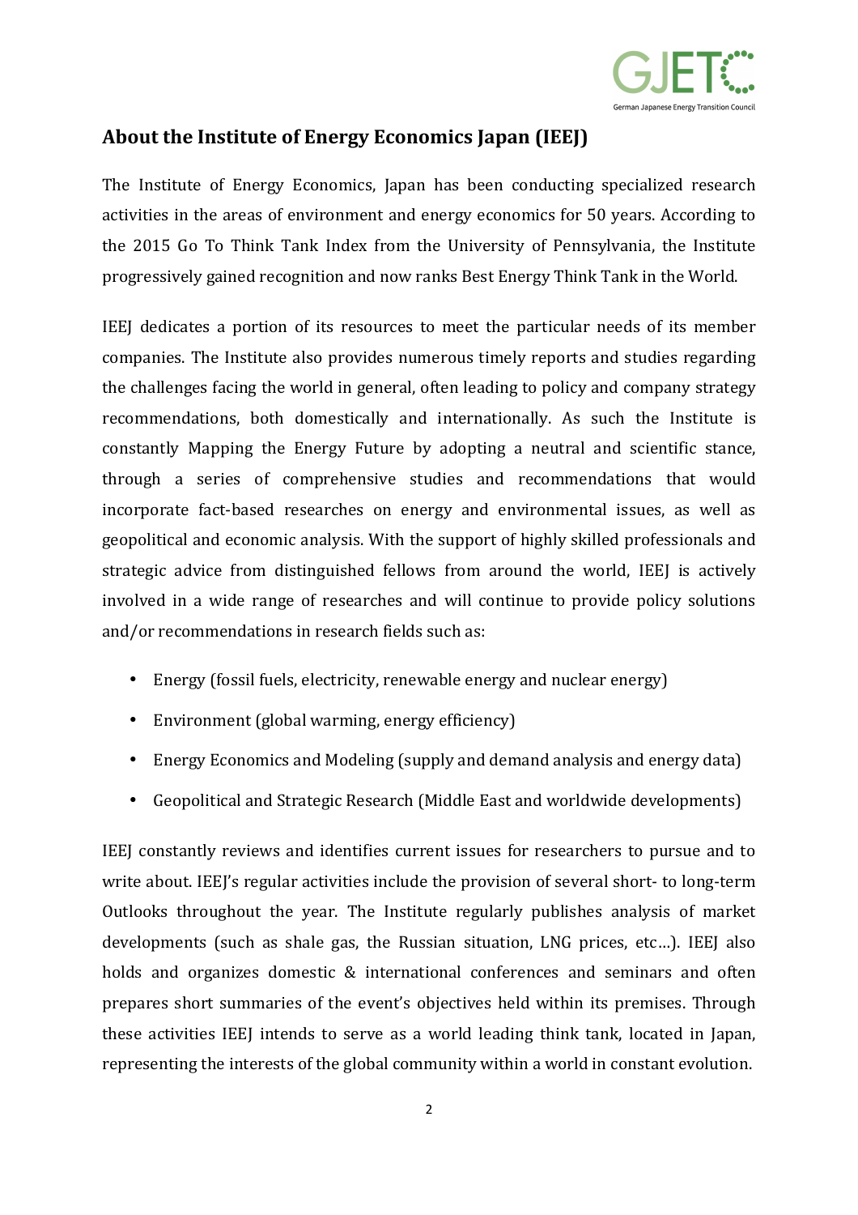## About the Institute of Energy Economics Japan (IEEJ)

The Institute of Energy Economics, Japan has been conducting specialized research activities in the areas of environment and energy economics for 50 years. According to the 2015 Go To Think Tank Index from the University of Pennsylvania, the Institute progressively gained recognition and now ranks Best Energy Think Tank in the World.

IEEJ dedicates a portion of its resources to meet the particular needs of its member companies. The Institute also provides numerous timely reports and studies regarding the challenges facing the world in general, often leading to policy and company strategy recommendations, both domestically and internationally. As such the Institute is constantly Mapping the Energy Future by adopting a neutral and scientific stance, through a series of comprehensive studies and recommendations that would incorporate fact-based researches on energy and environmental issues, as well as geopolitical and economic analysis. With the support of highly skilled professionals and strategic advice from distinguished fellows from around the world, IEEJ is actively involved in a wide range of researches and will continue to provide policy solutions and/or recommendations in research fields such as:

- Energy (fossil fuels, electricity, renewable energy and nuclear energy)
- Environment (global warming, energy efficiency)
- Energy Economics and Modeling (supply and demand analysis and energy data)
- Geopolitical and Strategic Research (Middle East and worldwide developments)

IEEJ constantly reviews and identifies current issues for researchers to pursue and to write about. IEEJ's regular activities include the provision of several short- to long-term Outlooks throughout the year. The Institute regularly publishes analysis of market developments (such as shale gas, the Russian situation, LNG prices, etc…). IEEJ also holds and organizes domestic & international conferences and seminars and often prepares short summaries of the event's objectives held within its premises. Through these activities IEEJ intends to serve as a world leading think tank, located in Japan, representing the interests of the global community within a world in constant evolution.